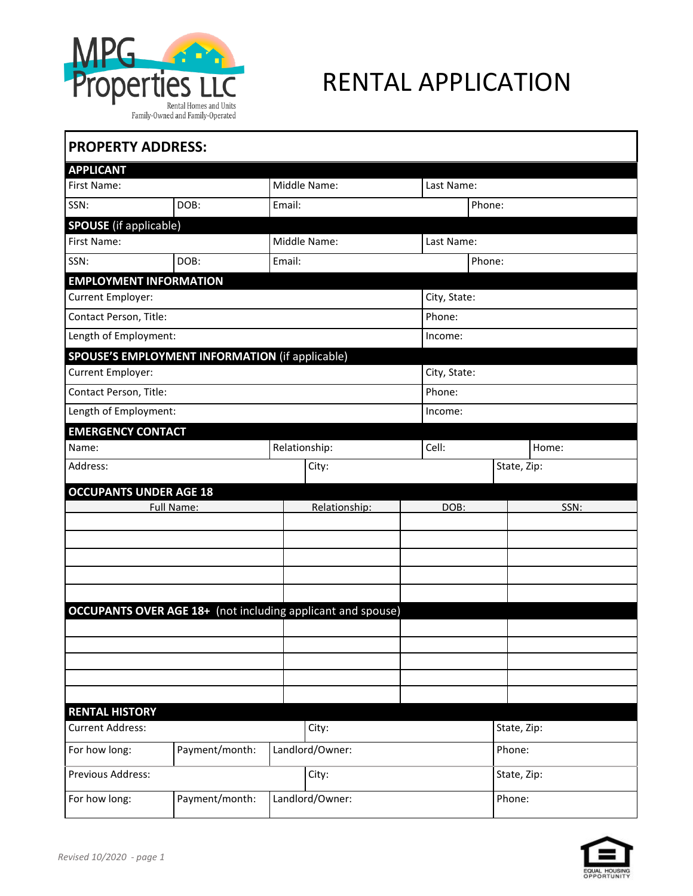MPG Properties LLC
Rental Homes and Units
Family-Owned and Family-Operated

# RENTAL APPLICATION

## PROPERTY ADDRESS:

### APPLICANT

| First Name: | | Middle Name: | Last Name: | |
|---|---|---|---|---|
| SSN: | DOB: | Email: | | Phone: |

### SPOUSE (if applicable)

| First Name: | | Middle Name: | Last Name: | |
|---|---|---|---|---|
| SSN: | DOB: | Email: | | Phone: |

### EMPLOYMENT INFORMATION

| Current Employer: | City, State: |
|---|---|
| Contact Person, Title: | Phone: |
| Length of Employment: | Income: |

### SPOUSE'S EMPLOYMENT INFORMATION (if applicable)

| Current Employer: | City, State: |
|---|---|
| Contact Person, Title: | Phone: |
| Length of Employment: | Income: |

### EMERGENCY CONTACT

| Name: | Relationship: | Cell: | Home: |
|---|---|---|---|
| Address: | City: | State, Zip: | |

### OCCUPANTS UNDER AGE 18

| Full Name: | Relationship: | DOB: | SSN: |
|---|---|---|---|
| | | | |
| | | | |
| | | | |
| | | | |
| | | | |

### OCCUPANTS OVER AGE 18+ (not including applicant and spouse)

| | | | |
|---|---|---|---|
| | | | |
| | | | |
| | | | |
| | | | |
| | | | |

### RENTAL HISTORY

| Current Address: | | City: | State, Zip: |
|---|---|---|---|
| For how long: | Payment/month: | Landlord/Owner: | Phone: |
| Previous Address: | | City: | State, Zip: |
| For how long: | Payment/month: | Landlord/Owner: | Phone: |

*Revised 10/2020 - page 1*

EQUAL HOUSING OPPORTUNITY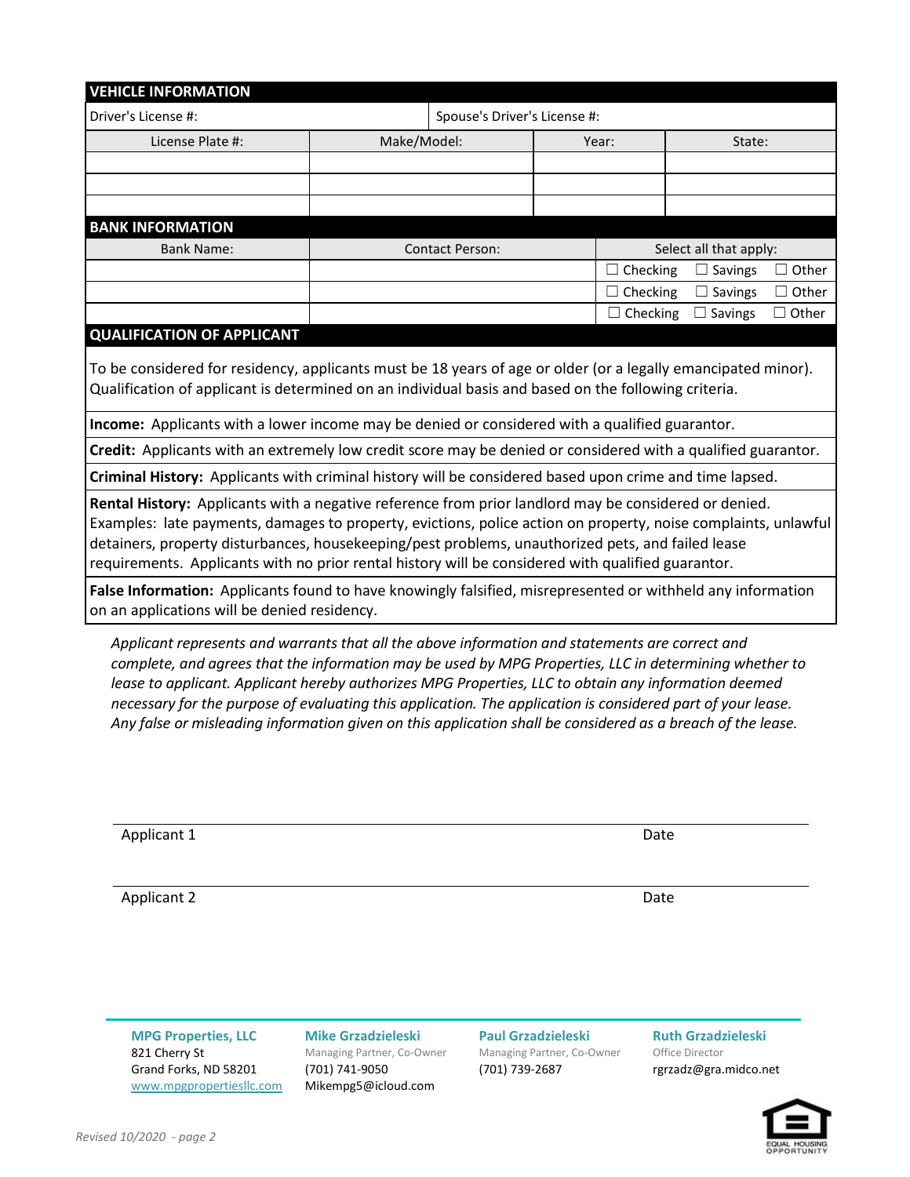## VEHICLE INFORMATION

| Driver's License #: | Spouse's Driver's License #: |
|---|---|

| License Plate #: | Make/Model: | Year: | State: |
|---|---|---|---|
| | | | |
| | | | |
| | | | |

## BANK INFORMATION

| Bank Name: | Contact Person: | Select all that apply: |
|---|---|---|
| | | ☐ Checking ☐ Savings ☐ Other |
| | | ☐ Checking ☐ Savings ☐ Other |
| | | ☐ Checking ☐ Savings ☐ Other |

## QUALIFICATION OF APPLICANT

To be considered for residency, applicants must be 18 years of age or older (or a legally emancipated minor). Qualification of applicant is determined on an individual basis and based on the following criteria.

**Income:** Applicants with a lower income may be denied or considered with a qualified guarantor.

**Credit:** Applicants with an extremely low credit score may be denied or considered with a qualified guarantor.

**Criminal History:** Applicants with criminal history will be considered based upon crime and time lapsed.

**Rental History:** Applicants with a negative reference from prior landlord may be considered or denied. Examples: late payments, damages to property, evictions, police action on property, noise complaints, unlawful detainers, property disturbances, housekeeping/pest problems, unauthorized pets, and failed lease requirements. Applicants with no prior rental history will be considered with qualified guarantor.

**False Information:** Applicants found to have knowingly falsified, misrepresented or withheld any information on an applications will be denied residency.

*Applicant represents and warrants that all the above information and statements are correct and complete, and agrees that the information may be used by MPG Properties, LLC in determining whether to lease to applicant. Applicant hereby authorizes MPG Properties, LLC to obtain any information deemed necessary for the purpose of evaluating this application. The application is considered part of your lease. Any false or misleading information given on this application shall be considered as a breach of the lease.*

Applicant 1 Date

Applicant 2 Date

**MPG Properties, LLC**
821 Cherry St
Grand Forks, ND 58201
www.mpgpropertiesllc.com

**Mike Grzadzieleski**
Managing Partner, Co-Owner
(701) 741-9050
Mikempg5@icloud.com

**Paul Grzadzieleski**
Managing Partner, Co-Owner
(701) 739-2687

**Ruth Grzadzieleski**
Office Director
rgrzadz@gra.midco.net

EQUAL HOUSING OPPORTUNITY

Revised 10/2020